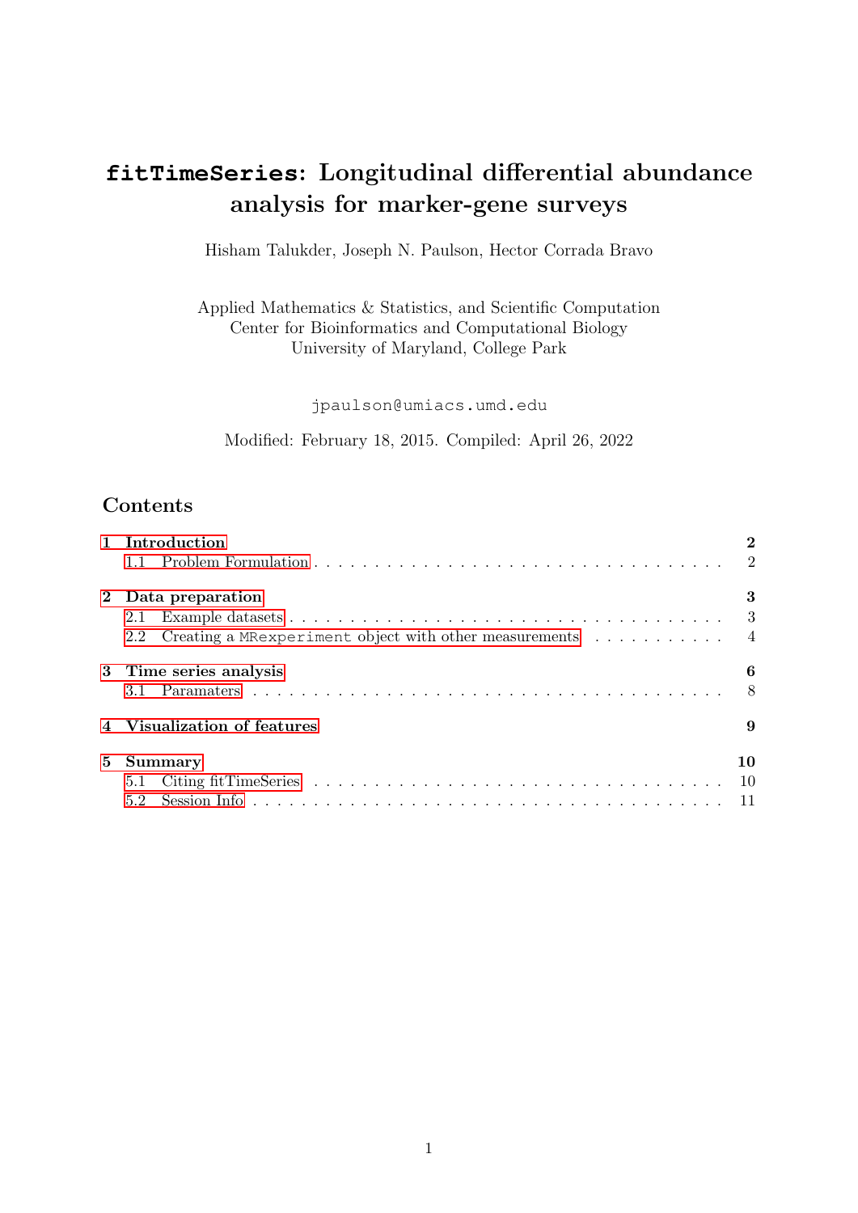# `fitTimeSeries`: Longitudinal differential abundance analysis for marker-gene surveys

Hisham Talukder, Joseph N. Paulson, Hector Corrada Bravo

Applied Mathematics & Statistics, and Scientific Computation
Center for Bioinformatics and Computational Biology
University of Maryland, College Park

`jpaulson@umiacs.umd.edu`

Modified: February 18, 2015. Compiled: April 26, 2022

## Contents

- 1 Introduction — 2
  - 1.1 Problem Formulation — 2
- 2 Data preparation — 3
  - 2.1 Example datasets — 3
  - 2.2 Creating a `MRexperiment` object with other measurements — 4
- 3 Time series analysis — 6
  - 3.1 Paramaters — 8
- 4 Visualization of features — 9
- 5 Summary — 10
  - 5.1 Citing fitTimeSeries — 10
  - 5.2 Session Info — 11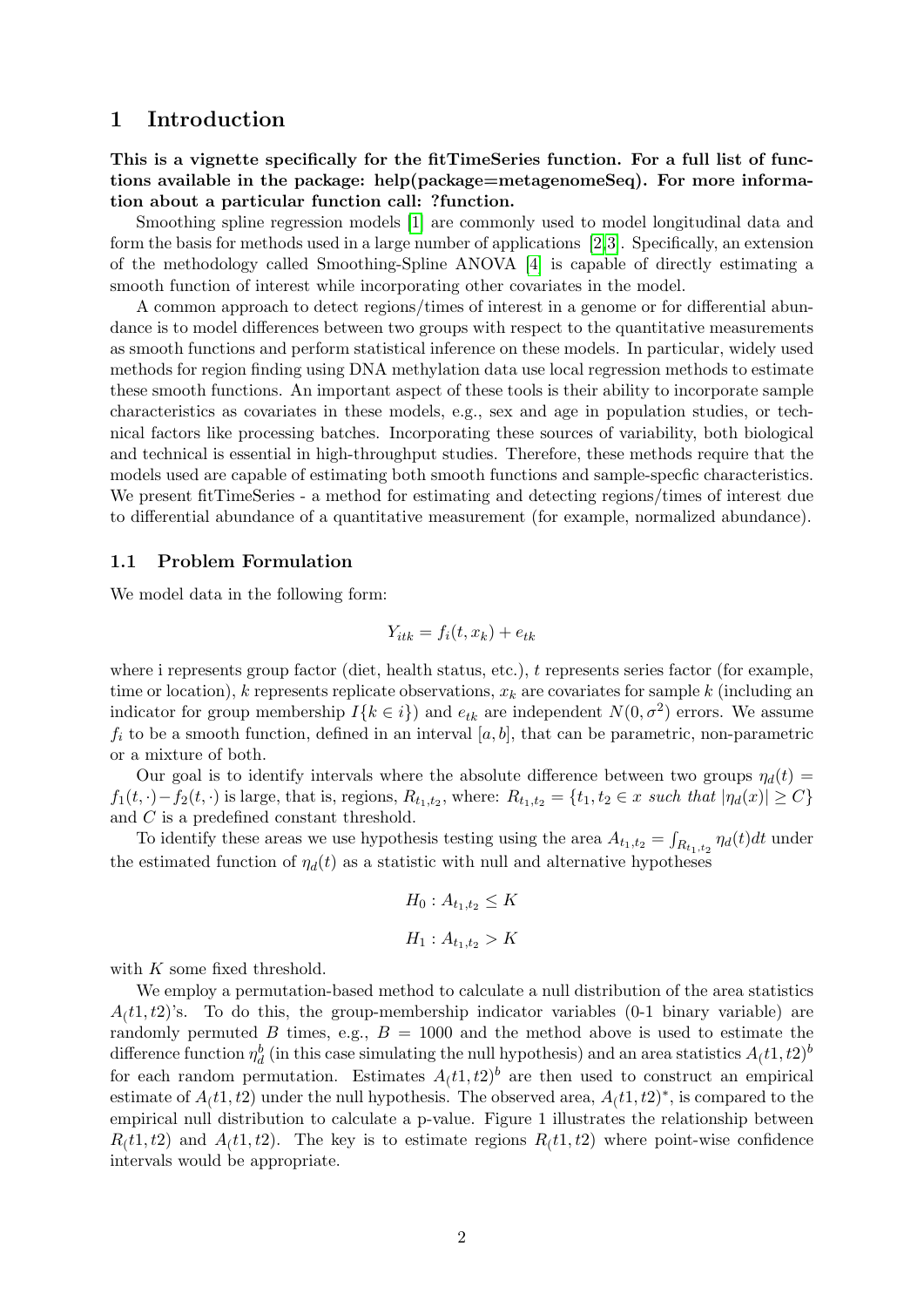# 1 Introduction

**This is a vignette specifically for the fitTimeSeries function. For a full list of functions available in the package: help(package=metagenomeSeq). For more information about a particular function call: ?function.**

Smoothing spline regression models [1] are commonly used to model longitudinal data and form the basis for methods used in a large number of applications [2,3]. Specifically, an extension of the methodology called Smoothing-Spline ANOVA [4] is capable of directly estimating a smooth function of interest while incorporating other covariates in the model.

A common approach to detect regions/times of interest in a genome or for differential abundance is to model differences between two groups with respect to the quantitative measurements as smooth functions and perform statistical inference on these models. In particular, widely used methods for region finding using DNA methylation data use local regression methods to estimate these smooth functions. An important aspect of these tools is their ability to incorporate sample characteristics as covariates in these models, e.g., sex and age in population studies, or technical factors like processing batches. Incorporating these sources of variability, both biological and technical is essential in high-throughput studies. Therefore, these methods require that the models used are capable of estimating both smooth functions and sample-specfic characteristics. We present fitTimeSeries - a method for estimating and detecting regions/times of interest due to differential abundance of a quantitative measurement (for example, normalized abundance).

## 1.1 Problem Formulation

We model data in the following form:

$$Y_{itk} = f_i(t, x_k) + e_{tk}$$

where i represents group factor (diet, health status, etc.), $t$ represents series factor (for example, time or location), $k$ represents replicate observations, $x_k$ are covariates for sample $k$ (including an indicator for group membership $I\{k \in i\}$) and $e_{tk}$ are independent $N(0, \sigma^2)$ errors. We assume $f_i$ to be a smooth function, defined in an interval $[a, b]$, that can be parametric, non-parametric or a mixture of both.

Our goal is to identify intervals where the absolute difference between two groups $\eta_d(t) = f_1(t, \cdot) - f_2(t, \cdot)$ is large, that is, regions, $R_{t_1,t_2}$, where: $R_{t_1,t_2} = \{t_1, t_2 \in x \text{ such that } |\eta_d(x)| \geq C\}$ and $C$ is a predefined constant threshold.

To identify these areas we use hypothesis testing using the area $A_{t_1,t_2} = \int_{R_{t_1,t_2}} \eta_d(t)dt$ under the estimated function of $\eta_d(t)$ as a statistic with null and alternative hypotheses

$$H_0 : A_{t_1,t_2} \leq K$$

$$H_1 : A_{t_1,t_2} > K$$

with $K$ some fixed threshold.

We employ a permutation-based method to calculate a null distribution of the area statistics $A_(t1, t2)$'s. To do this, the group-membership indicator variables (0-1 binary variable) are randomly permuted $B$ times, e.g., $B = 1000$ and the method above is used to estimate the difference function $\eta_d^b$ (in this case simulating the null hypothesis) and an area statistics $A_(t1, t2)^b$ for each random permutation. Estimates $A_(t1, t2)^b$ are then used to construct an empirical estimate of $A_(t1, t2)$ under the null hypothesis. The observed area, $A_(t1, t2)^*$, is compared to the empirical null distribution to calculate a p-value. Figure 1 illustrates the relationship between $R_(t1, t2)$ and $A_(t1, t2)$. The key is to estimate regions $R_(t1, t2)$ where point-wise confidence intervals would be appropriate.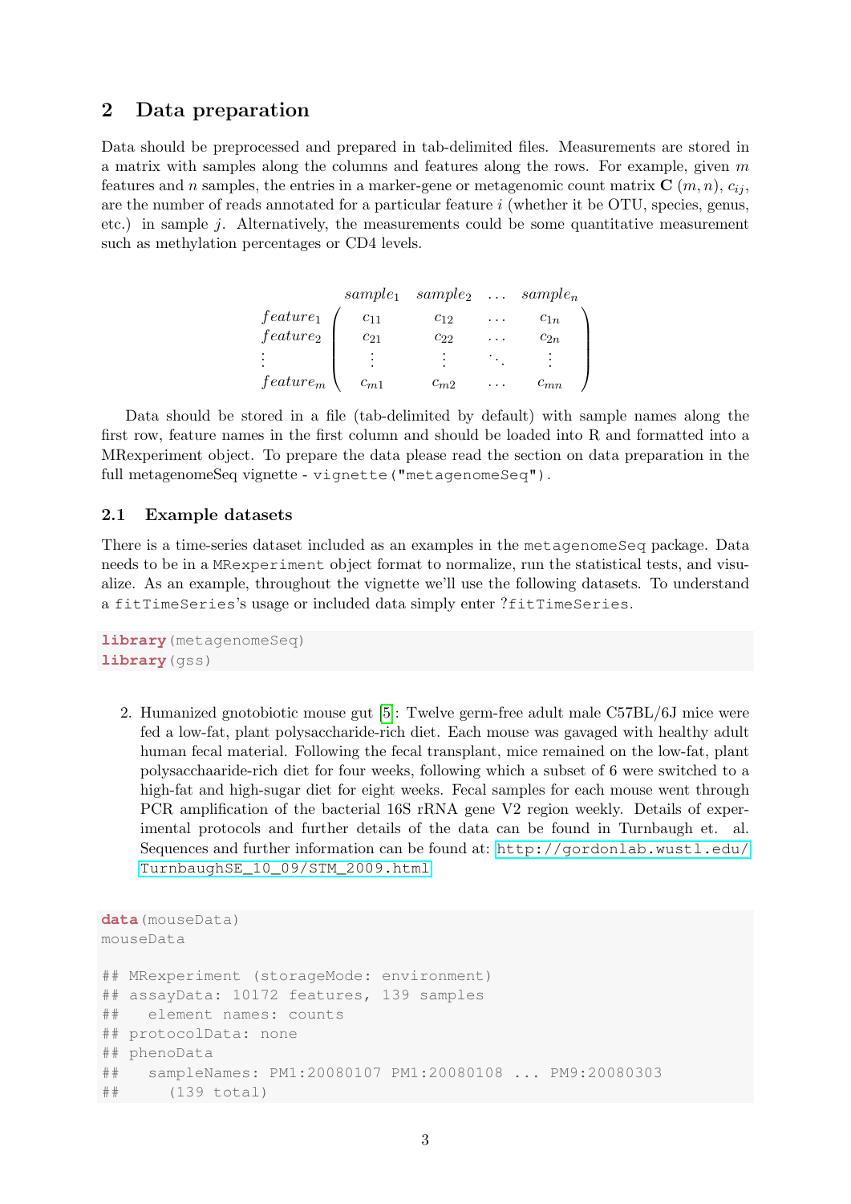## 2 Data preparation

Data should be preprocessed and prepared in tab-delimited files. Measurements are stored in a matrix with samples along the columns and features along the rows. For example, given $m$ features and $n$ samples, the entries in a marker-gene or metagenomic count matrix $\mathbf{C}$ $(m, n)$, $c_{ij}$, are the number of reads annotated for a particular feature $i$ (whether it be OTU, species, genus, etc.) in sample $j$. Alternatively, the measurements could be some quantitative measurement such as methylation percentages or CD4 levels.

$$
\begin{array}{c} \\ feature_1 \\ feature_2 \\ \vdots \\ feature_m \end{array}
\begin{array}{c} \begin{array}{cccc} sample_1 & sample_2 & \ldots & sample_n \end{array} \\
\begin{pmatrix} c_{11} & c_{12} & \ldots & c_{1n} \\ c_{21} & c_{22} & \ldots & c_{2n} \\ \vdots & \vdots & \ddots & \vdots \\ c_{m1} & c_{m2} & \ldots & c_{mn} \end{pmatrix} \end{array}
$$

Data should be stored in a file (tab-delimited by default) with sample names along the first row, feature names in the first column and should be loaded into R and formatted into a MRexperiment object. To prepare the data please read the section on data preparation in the full metagenomeSeq vignette - `vignette("metagenomeSeq")`.

### 2.1 Example datasets

There is a time-series dataset included as an examples in the `metagenomeSeq` package. Data needs to be in a `MRexperiment` object format to normalize, run the statistical tests, and visualize. As an example, throughout the vignette we'll use the following datasets. To understand a `fitTimeSeries`'s usage or included data simply enter `?fitTimeSeries`.

```
library(metagenomeSeq)
library(gss)
```

2. Humanized gnotobiotic mouse gut [5]: Twelve germ-free adult male C57BL/6J mice were fed a low-fat, plant polysaccharide-rich diet. Each mouse was gavaged with healthy adult human fecal material. Following the fecal transplant, mice remained on the low-fat, plant polysacchaaride-rich diet for four weeks, following which a subset of 6 were switched to a high-fat and high-sugar diet for eight weeks. Fecal samples for each mouse went through PCR amplification of the bacterial 16S rRNA gene V2 region weekly. Details of experimental protocols and further details of the data can be found in Turnbaugh et. al. Sequences and further information can be found at: http://gordonlab.wustl.edu/TurnbaughSE_10_09/STM_2009.html

```
data(mouseData)
mouseData

## MRexperiment (storageMode: environment)
## assayData: 10172 features, 139 samples
##   element names: counts
## protocolData: none
## phenoData
##   sampleNames: PM1:20080107 PM1:20080108 ... PM9:20080303
##     (139 total)
```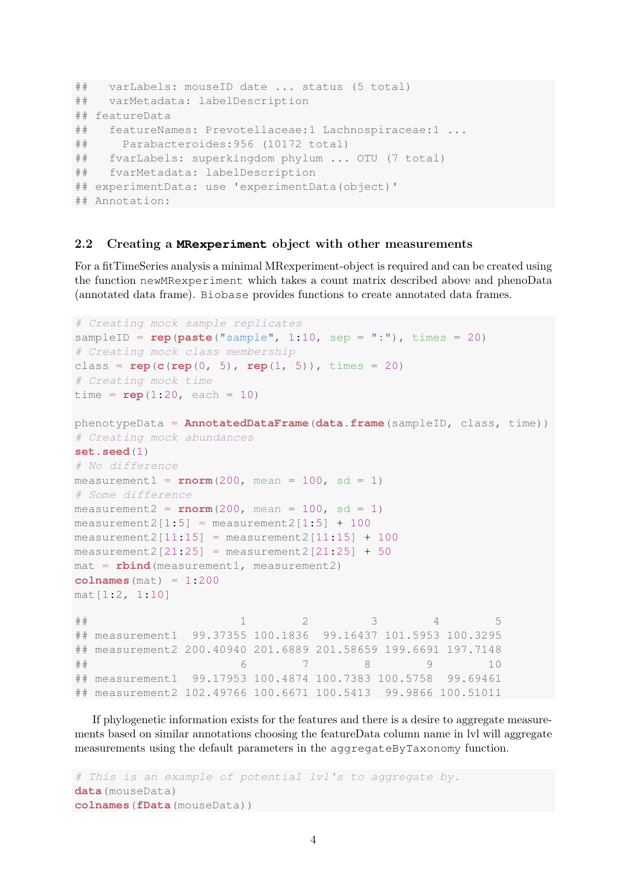```
##   varLabels: mouseID date ... status (5 total)
##   varMetadata: labelDescription
## featureData
##   featureNames: Prevotellaceae:1 Lachnospiraceae:1 ...
##     Parabacteroides:956 (10172 total)
##   fvarLabels: superkingdom phylum ... OTU (7 total)
##   fvarMetadata: labelDescription
## experimentData: use 'experimentData(object)'
## Annotation:
```

### 2.2 Creating a **MRexperiment** object with other measurements

For a fitTimeSeries analysis a minimal MRexperiment-object is required and can be created using the function `newMRexperiment` which takes a count matrix described above and phenoData (annotated data frame). `Biobase` provides functions to create annotated data frames.

```
# Creating mock sample replicates
sampleID = rep(paste("sample", 1:10, sep = ":"), times = 20)
# Creating mock class membership
class = rep(c(rep(0, 5), rep(1, 5)), times = 20)
# Creating mock time
time = rep(1:20, each = 10)

phenotypeData = AnnotatedDataFrame(data.frame(sampleID, class, time))
# Creating mock abundances
set.seed(1)
# No difference
measurement1 = rnorm(200, mean = 100, sd = 1)
# Some difference
measurement2 = rnorm(200, mean = 100, sd = 1)
measurement2[1:5] = measurement2[1:5] + 100
measurement2[11:15] = measurement2[11:15] + 100
measurement2[21:25] = measurement2[21:25] + 50
mat = rbind(measurement1, measurement2)
colnames(mat) = 1:200
mat[1:2, 1:10]

##                      1        2         3        4        5
## measurement1  99.37355 100.1836  99.16437 101.5953 100.3295
## measurement2 200.40940 201.6889 201.58659 199.6691 197.7148
##                      6        7        8        9        10
## measurement1  99.17953 100.4874 100.7383 100.5758  99.69461
## measurement2 102.49766 100.6671 100.5413  99.9866 100.51011
```

If phylogenetic information exists for the features and there is a desire to aggregate measurements based on similar annotations choosing the featureData column name in lvl will aggregate measurements using the default parameters in the `aggregateByTaxonomy` function.

```
# This is an example of potential lvl's to aggregate by.
data(mouseData)
colnames(fData(mouseData))
```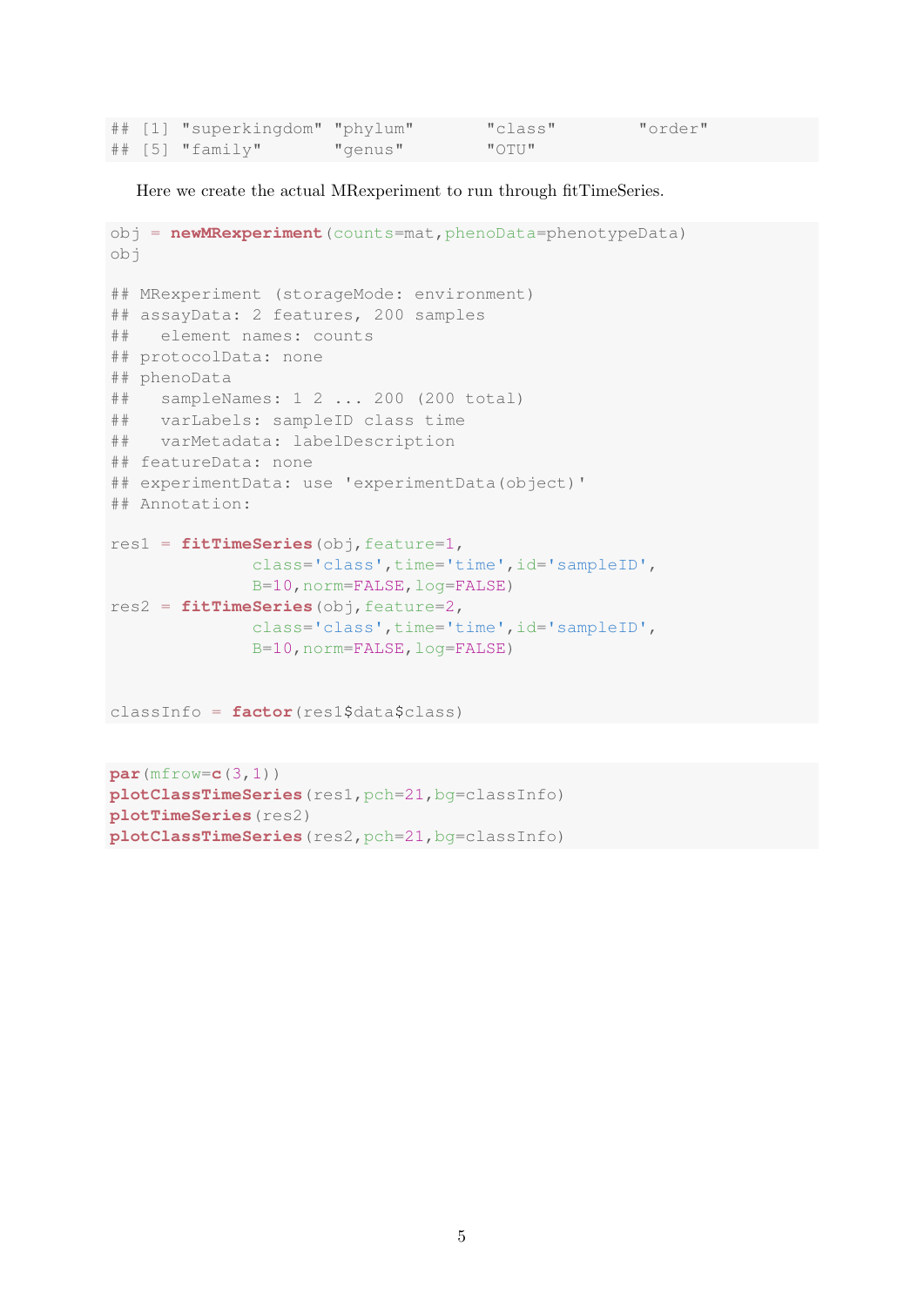```
## [1] "superkingdom" "phylum"       "class"        "order"
## [5] "family"       "genus"        "OTU"
```

Here we create the actual MRexperiment to run through fitTimeSeries.

```
obj = newMRexperiment(counts=mat,phenoData=phenotypeData)
obj

## MRexperiment (storageMode: environment)
## assayData: 2 features, 200 samples
##   element names: counts
## protocolData: none
## phenoData
##   sampleNames: 1 2 ... 200 (200 total)
##   varLabels: sampleID class time
##   varMetadata: labelDescription
## featureData: none
## experimentData: use 'experimentData(object)'
## Annotation:

res1 = fitTimeSeries(obj,feature=1,
              class='class',time='time',id='sampleID',
              B=10,norm=FALSE,log=FALSE)
res2 = fitTimeSeries(obj,feature=2,
              class='class',time='time',id='sampleID',
              B=10,norm=FALSE,log=FALSE)


classInfo = factor(res1$data$class)
```

```
par(mfrow=c(3,1))
plotClassTimeSeries(res1,pch=21,bg=classInfo)
plotTimeSeries(res2)
plotClassTimeSeries(res2,pch=21,bg=classInfo)
```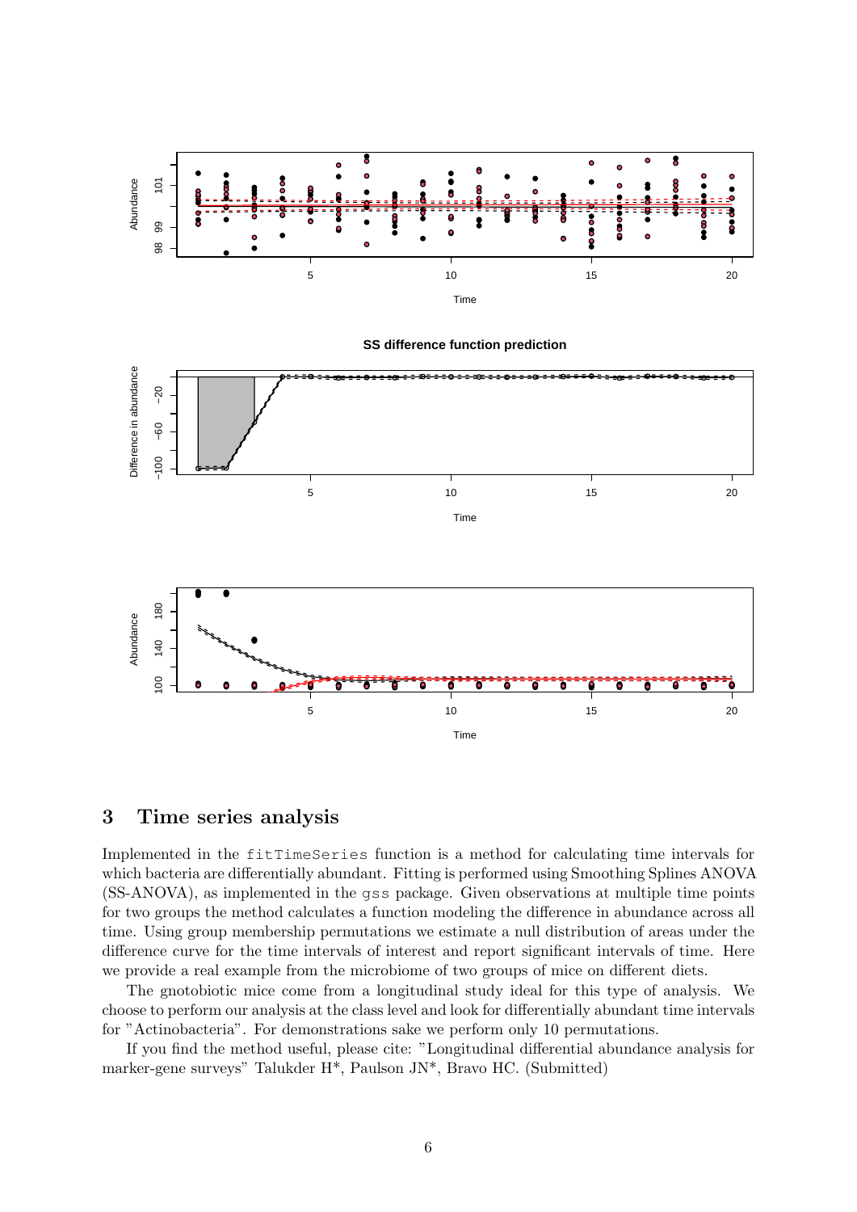## 3 Time series analysis

Implemented in the fitTimeSeries function is a method for calculating time intervals for which bacteria are differentially abundant. Fitting is performed using Smoothing Splines ANOVA (SS-ANOVA), as implemented in the gss package. Given observations at multiple time points for two groups the method calculates a function modeling the difference in abundance across all time. Using group membership permutations we estimate a null distribution of areas under the difference curve for the time intervals of interest and report significant intervals of time. Here we provide a real example from the microbiome of two groups of mice on different diets.

The gnotobiotic mice come from a longitudinal study ideal for this type of analysis. We choose to perform our analysis at the class level and look for differentially abundant time intervals for "Actinobacteria". For demonstrations sake we perform only 10 permutations.

If you find the method useful, please cite: "Longitudinal differential abundance analysis for marker-gene surveys" Talukder H*, Paulson JN*, Bravo HC. (Submitted)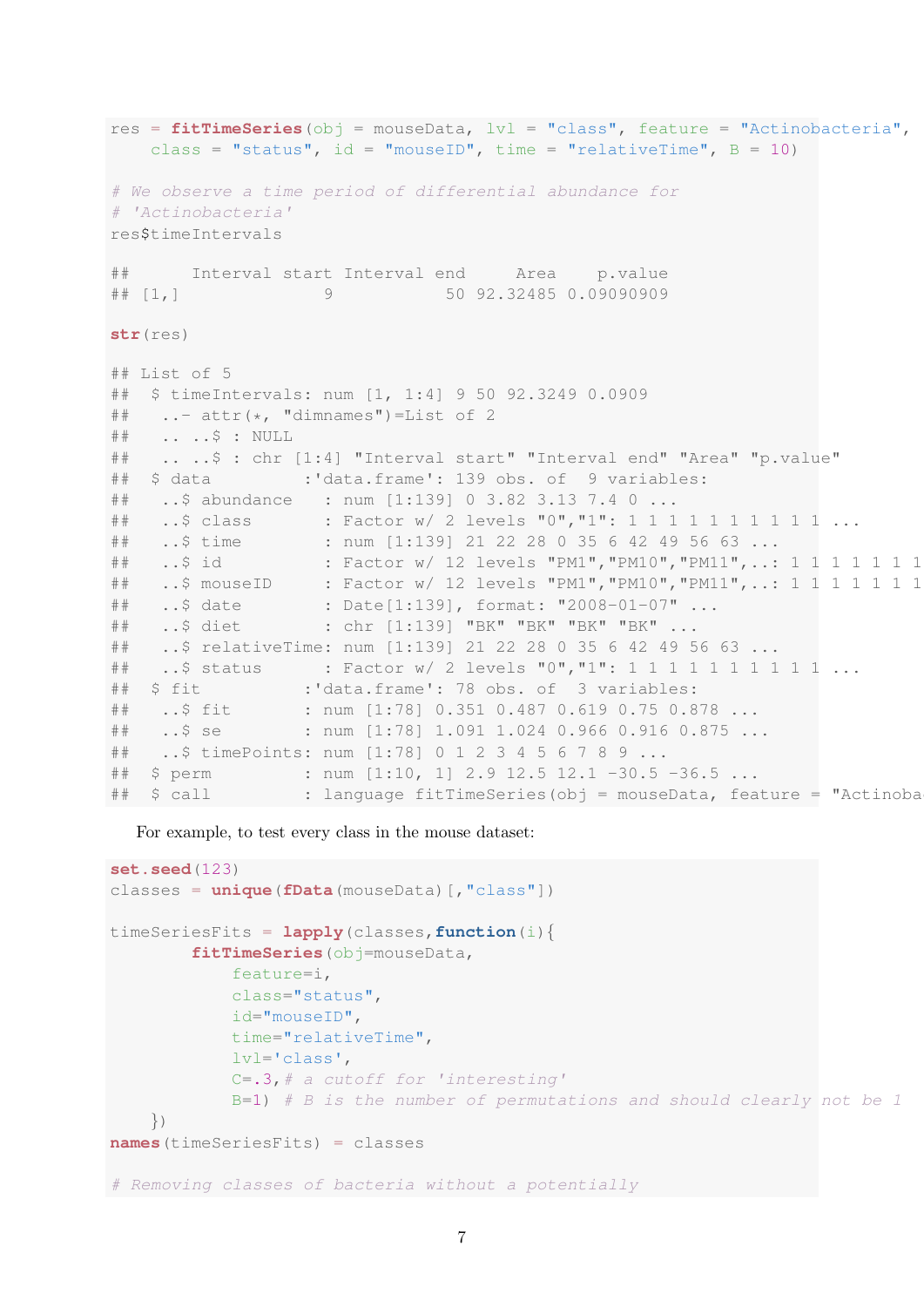```
res = fitTimeSeries(obj = mouseData, lvl = "class", feature = "Actinobacteria",
    class = "status", id = "mouseID", time = "relativeTime", B = 10)

# We observe a time period of differential abundance for
# 'Actinobacteria'
res$timeIntervals

##      Interval start Interval end     Area    p.value
## [1,]              9           50 92.32485 0.09090909

str(res)

## List of 5
##  $ timeIntervals: num [1, 1:4] 9 50 92.3249 0.0909
##   ..- attr(*, "dimnames")=List of 2
##   .. ..$ : NULL
##   .. ..$ : chr [1:4] "Interval start" "Interval end" "Area" "p.value"
##  $ data         :'data.frame': 139 obs. of  9 variables:
##   ..$ abundance   : num [1:139] 0 3.82 3.13 7.4 0 ...
##   ..$ class       : Factor w/ 2 levels "0","1": 1 1 1 1 1 1 1 1 1 1 ...
##   ..$ time        : num [1:139] 21 22 28 0 35 6 42 49 56 63 ...
##   ..$ id          : Factor w/ 12 levels "PM1","PM10","PM11",..: 1 1 1 1 1 1 1
##   ..$ mouseID     : Factor w/ 12 levels "PM1","PM10","PM11",..: 1 1 1 1 1 1 1
##   ..$ date        : Date[1:139], format: "2008-01-07" ...
##   ..$ diet        : chr [1:139] "BK" "BK" "BK" "BK" ...
##   ..$ relativeTime: num [1:139] 21 22 28 0 35 6 42 49 56 63 ...
##   ..$ status      : Factor w/ 2 levels "0","1": 1 1 1 1 1 1 1 1 1 1 ...
##  $ fit          :'data.frame': 78 obs. of  3 variables:
##   ..$ fit       : num [1:78] 0.351 0.487 0.619 0.75 0.878 ...
##   ..$ se        : num [1:78] 1.091 1.024 0.966 0.916 0.875 ...
##   ..$ timePoints: num [1:78] 0 1 2 3 4 5 6 7 8 9 ...
##  $ perm         : num [1:10, 1] 2.9 12.5 12.1 -30.5 -36.5 ...
##  $ call         : language fitTimeSeries(obj = mouseData, feature = "Actinoba
```

For example, to test every class in the mouse dataset:

```
set.seed(123)
classes = unique(fData(mouseData)[,"class"])

timeSeriesFits = lapply(classes,function(i){
        fitTimeSeries(obj=mouseData,
            feature=i,
            class="status",
            id="mouseID",
            time="relativeTime",
            lvl='class',
            C=.3,# a cutoff for 'interesting'
            B=1) # B is the number of permutations and should clearly not be 1
    })
names(timeSeriesFits) = classes

# Removing classes of bacteria without a potentially
```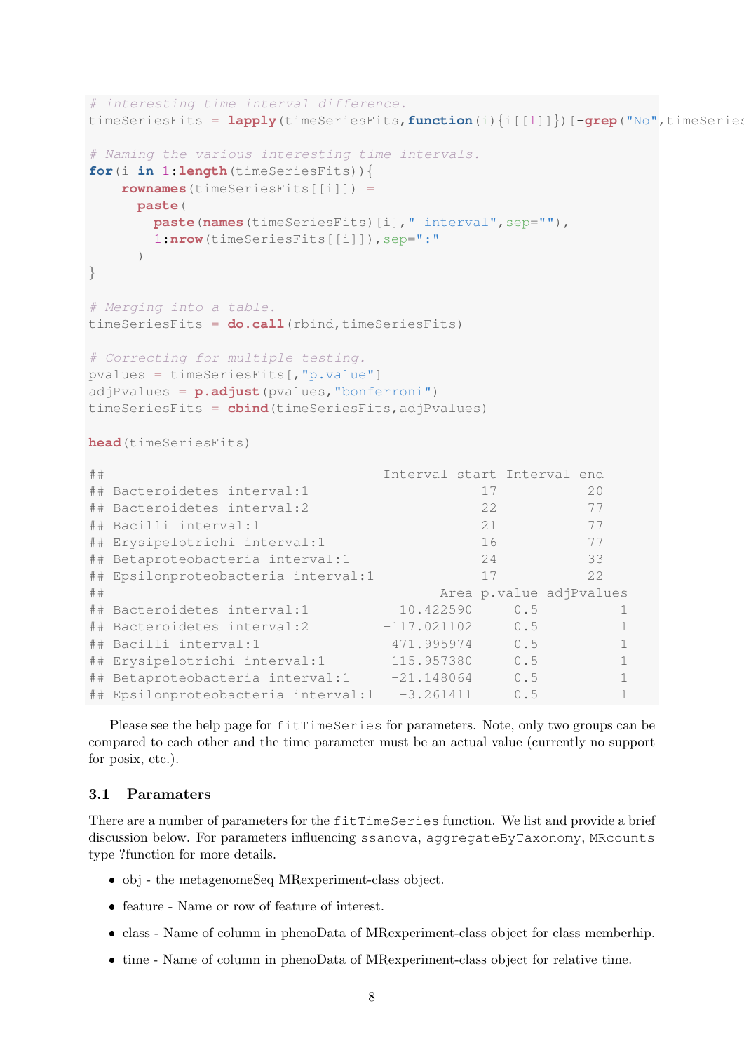```
# interesting time interval difference.
timeSeriesFits = lapply(timeSeriesFits,function(i){i[[1]]})[-grep("No",timeSeries

# Naming the various interesting time intervals.
for(i in 1:length(timeSeriesFits)){
    rownames(timeSeriesFits[[i]]) =
      paste(
        paste(names(timeSeriesFits)[i]," interval",sep=""),
        1:nrow(timeSeriesFits[[i]]),sep=":"
      )
}

# Merging into a table.
timeSeriesFits = do.call(rbind,timeSeriesFits)

# Correcting for multiple testing.
pvalues = timeSeriesFits[,"p.value"]
adjPvalues = p.adjust(pvalues,"bonferroni")
timeSeriesFits = cbind(timeSeriesFits,adjPvalues)

head(timeSeriesFits)

##                                    Interval start Interval end
## Bacteroidetes interval:1                       17           20
## Bacteroidetes interval:2                       22           77
## Bacilli interval:1                             21           77
## Erysipelotrichi interval:1                     16           77
## Betaproteobacteria interval:1                  24           33
## Epsilonproteobacteria interval:1               17           22
##                                           Area p.value adjPvalues
## Bacteroidetes interval:1             10.422590     0.5          1
## Bacteroidetes interval:2           -117.021102     0.5          1
## Bacilli interval:1                  471.995974     0.5          1
## Erysipelotrichi interval:1          115.957380     0.5          1
## Betaproteobacteria interval:1       -21.148064     0.5          1
## Epsilonproteobacteria interval:1     -3.261411     0.5          1
```

Please see the help page for `fitTimeSeries` for parameters. Note, only two groups can be compared to each other and the time parameter must be an actual value (currently no support for posix, etc.).

### 3.1 Paramaters

There are a number of parameters for the `fitTimeSeries` function. We list and provide a brief discussion below. For parameters influencing `ssanova`, `aggregateByTaxonomy`, `MRcounts` type ?function for more details.

- obj - the metagenomeSeq MRexperiment-class object.
- feature - Name or row of feature of interest.
- class - Name of column in phenoData of MRexperiment-class object for class memberhip.
- time - Name of column in phenoData of MRexperiment-class object for relative time.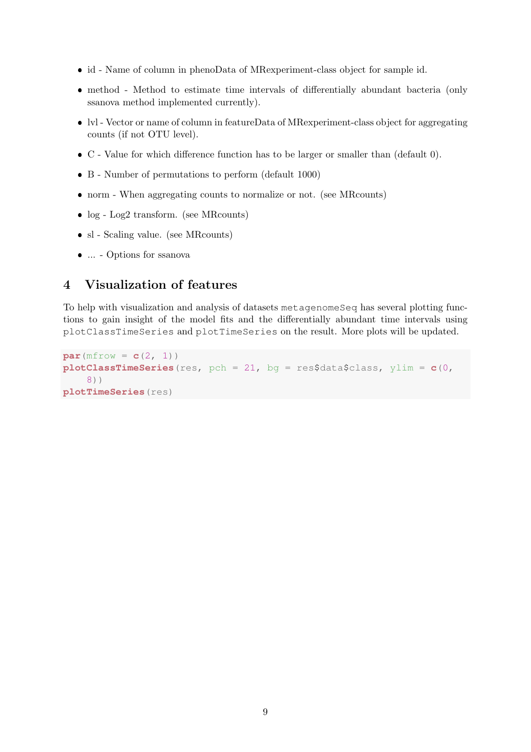- id - Name of column in phenoData of MRexperiment-class object for sample id.
- method - Method to estimate time intervals of differentially abundant bacteria (only ssanova method implemented currently).
- lvl - Vector or name of column in featureData of MRexperiment-class object for aggregating counts (if not OTU level).
- C - Value for which difference function has to be larger or smaller than (default 0).
- B - Number of permutations to perform (default 1000)
- norm - When aggregating counts to normalize or not. (see MRcounts)
- log - Log2 transform. (see MRcounts)
- sl - Scaling value. (see MRcounts)
- ... - Options for ssanova

## 4 Visualization of features

To help with visualization and analysis of datasets `metagenomeSeq` has several plotting functions to gain insight of the model fits and the differentially abundant time intervals using `plotClassTimeSeries` and `plotTimeSeries` on the result. More plots will be updated.

```
par(mfrow = c(2, 1))
plotClassTimeSeries(res, pch = 21, bg = res$data$class, ylim = c(0,
    8))
plotTimeSeries(res)
```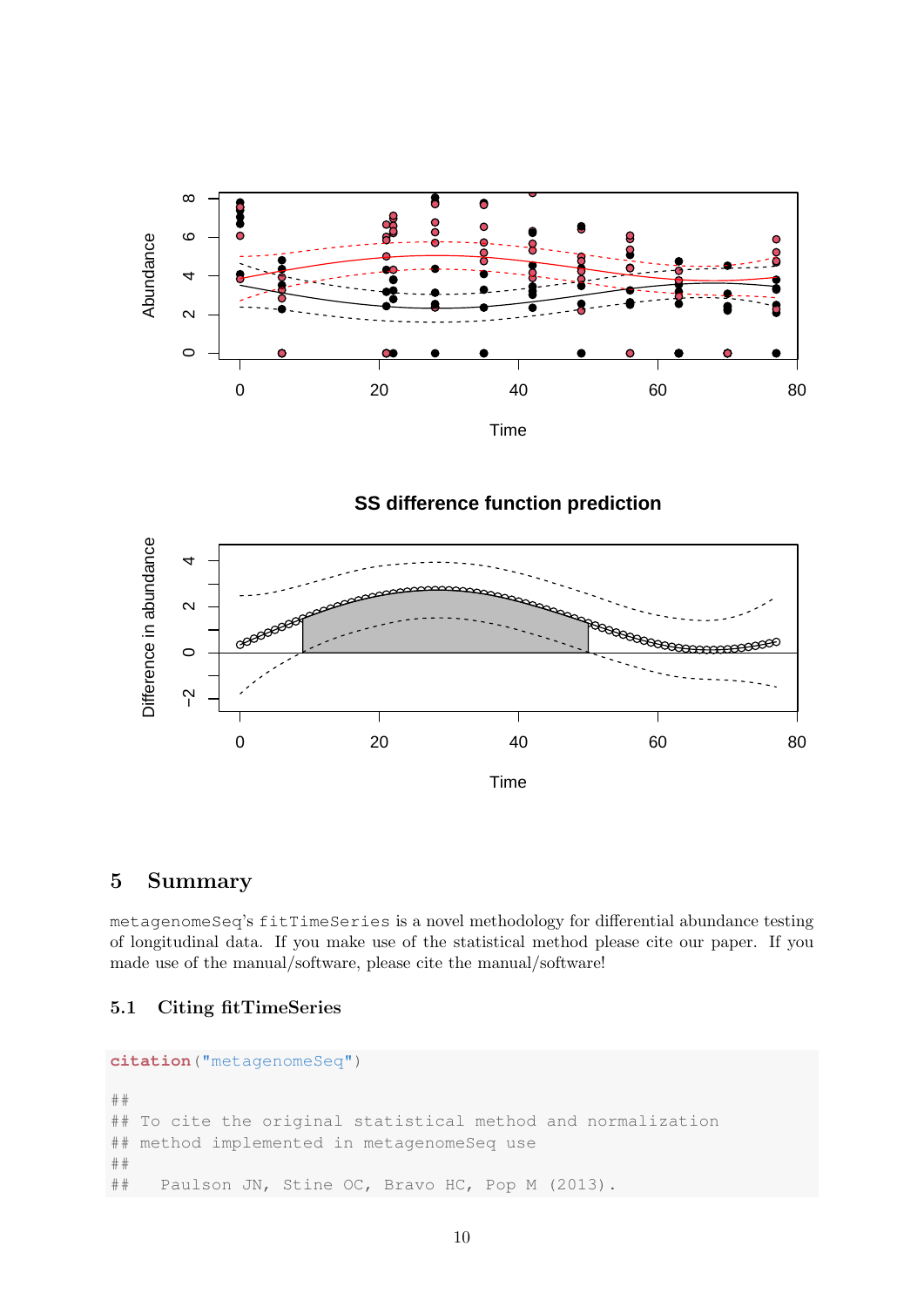## 5 Summary

metagenomeSeq's fitTimeSeries is a novel methodology for differential abundance testing of longitudinal data. If you make use of the statistical method please cite our paper. If you made use of the manual/software, please cite the manual/software!

### 5.1 Citing fitTimeSeries

```
citation("metagenomeSeq")

##
## To cite the original statistical method and normalization
## method implemented in metagenomeSeq use
##
##   Paulson JN, Stine OC, Bravo HC, Pop M (2013).
```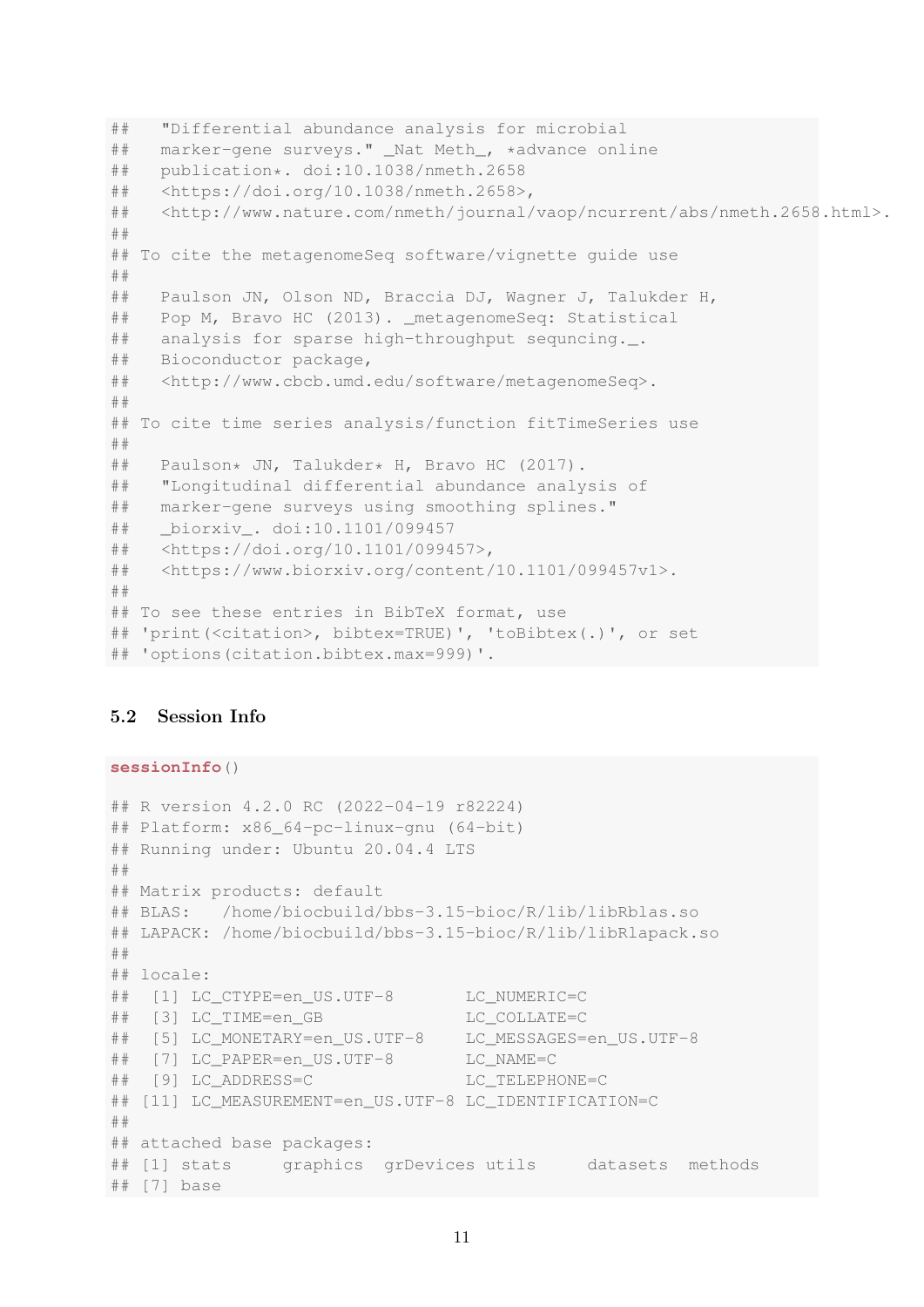```
##   "Differential abundance analysis for microbial
##   marker-gene surveys." _Nat Meth_, *advance online
##   publication*. doi:10.1038/nmeth.2658
##   <https://doi.org/10.1038/nmeth.2658>,
##   <http://www.nature.com/nmeth/journal/vaop/ncurrent/abs/nmeth.2658.html>.
##
## To cite the metagenomeSeq software/vignette guide use
##
##   Paulson JN, Olson ND, Braccia DJ, Wagner J, Talukder H,
##   Pop M, Bravo HC (2013). _metagenomeSeq: Statistical
##   analysis for sparse high-throughput sequncing._.
##   Bioconductor package,
##   <http://www.cbcb.umd.edu/software/metagenomeSeq>.
##
## To cite time series analysis/function fitTimeSeries use
##
##   Paulson* JN, Talukder* H, Bravo HC (2017).
##   "Longitudinal differential abundance analysis of
##   marker-gene surveys using smoothing splines."
##   _biorxiv_. doi:10.1101/099457
##   <https://doi.org/10.1101/099457>,
##   <https://www.biorxiv.org/content/10.1101/099457v1>.
##
## To see these entries in BibTeX format, use
## 'print(<citation>, bibtex=TRUE)', 'toBibtex(.)', or set
## 'options(citation.bibtex.max=999)'.
```

### 5.2 Session Info

```
sessionInfo()

## R version 4.2.0 RC (2022-04-19 r82224)
## Platform: x86_64-pc-linux-gnu (64-bit)
## Running under: Ubuntu 20.04.4 LTS
##
## Matrix products: default
## BLAS:   /home/biocbuild/bbs-3.15-bioc/R/lib/libRblas.so
## LAPACK: /home/biocbuild/bbs-3.15-bioc/R/lib/libRlapack.so
##
## locale:
##  [1] LC_CTYPE=en_US.UTF-8       LC_NUMERIC=C
##  [3] LC_TIME=en_GB              LC_COLLATE=C
##  [5] LC_MONETARY=en_US.UTF-8    LC_MESSAGES=en_US.UTF-8
##  [7] LC_PAPER=en_US.UTF-8       LC_NAME=C
##  [9] LC_ADDRESS=C               LC_TELEPHONE=C
## [11] LC_MEASUREMENT=en_US.UTF-8 LC_IDENTIFICATION=C
##
## attached base packages:
## [1] stats     graphics  grDevices utils     datasets  methods
## [7] base
```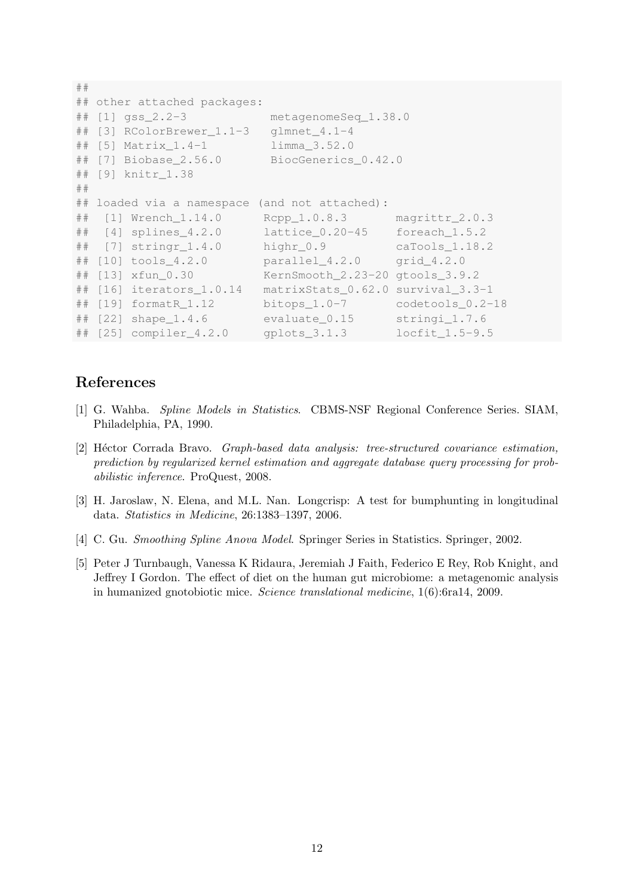```
##
## other attached packages:
## [1] gss_2.2-3            metagenomeSeq_1.38.0
## [3] RColorBrewer_1.1-3   glmnet_4.1-4
## [5] Matrix_1.4-1         limma_3.52.0
## [7] Biobase_2.56.0       BiocGenerics_0.42.0
## [9] knitr_1.38
##
## loaded via a namespace (and not attached):
##  [1] Wrench_1.14.0      Rcpp_1.0.8.3       magrittr_2.0.3
##  [4] splines_4.2.0      lattice_0.20-45    foreach_1.5.2
##  [7] stringr_1.4.0      highr_0.9          caTools_1.18.2
## [10] tools_4.2.0        parallel_4.2.0     grid_4.2.0
## [13] xfun_0.30          KernSmooth_2.23-20 gtools_3.9.2
## [16] iterators_1.0.14   matrixStats_0.62.0 survival_3.3-1
## [19] formatR_1.12       bitops_1.0-7       codetools_0.2-18
## [22] shape_1.4.6        evaluate_0.15      stringi_1.7.6
## [25] compiler_4.2.0     gplots_3.1.3       locfit_1.5-9.5
```

# References

[1] G. Wahba. *Spline Models in Statistics*. CBMS-NSF Regional Conference Series. SIAM, Philadelphia, PA, 1990.

[2] Héctor Corrada Bravo. *Graph-based data analysis: tree-structured covariance estimation, prediction by regularized kernel estimation and aggregate database query processing for probabilistic inference*. ProQuest, 2008.

[3] H. Jaroslaw, N. Elena, and M.L. Nan. Longcrisp: A test for bumphunting in longitudinal data. *Statistics in Medicine*, 26:1383–1397, 2006.

[4] C. Gu. *Smoothing Spline Anova Model*. Springer Series in Statistics. Springer, 2002.

[5] Peter J Turnbaugh, Vanessa K Ridaura, Jeremiah J Faith, Federico E Rey, Rob Knight, and Jeffrey I Gordon. The effect of diet on the human gut microbiome: a metagenomic analysis in humanized gnotobiotic mice. *Science translational medicine*, 1(6):6ra14, 2009.